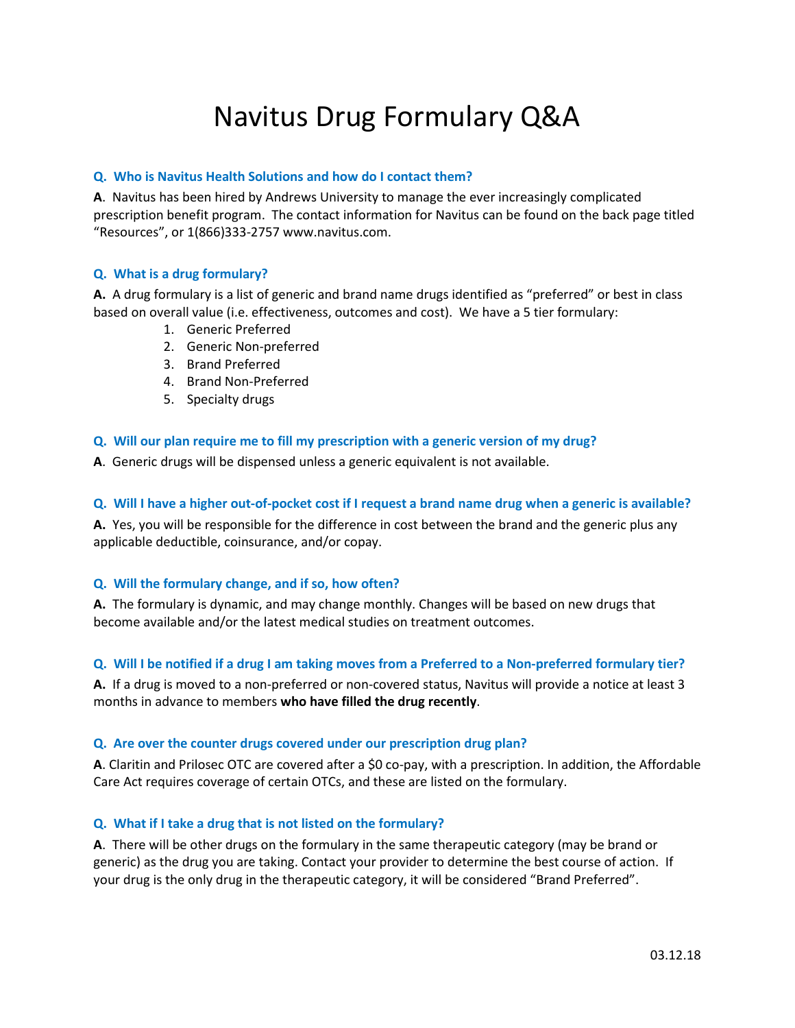# Navitus Drug Formulary Q&A

**Q. Who is Navitus Health Solutions and how do I contact them?**

**A**. Navitus has been hired by Andrews University to manage the ever increasingly complicated prescription benefit program. The contact information for Navitus can be found on the back page titled "Resources", or 1(866)333-2757 www.navitus.com.

**Q. What is a drug formulary?**

**A.** A drug formulary is a list of generic and brand name drugs identified as "preferred" or best in class based on overall value (i.e. effectiveness, outcomes and cost). We have a 5 tier formulary:

1. Generic Preferred
2. Generic Non-preferred
3. Brand Preferred
4. Brand Non-Preferred
5. Specialty drugs

**Q. Will our plan require me to fill my prescription with a generic version of my drug?**

**A**. Generic drugs will be dispensed unless a generic equivalent is not available.

**Q. Will I have a higher out-of-pocket cost if I request a brand name drug when a generic is available?**

**A.** Yes, you will be responsible for the difference in cost between the brand and the generic plus any applicable deductible, coinsurance, and/or copay.

**Q. Will the formulary change, and if so, how often?**

**A.** The formulary is dynamic, and may change monthly. Changes will be based on new drugs that become available and/or the latest medical studies on treatment outcomes.

**Q. Will I be notified if a drug I am taking moves from a Preferred to a Non-preferred formulary tier?**

**A.** If a drug is moved to a non-preferred or non-covered status, Navitus will provide a notice at least 3 months in advance to members **who have filled the drug recently**.

**Q. Are over the counter drugs covered under our prescription drug plan?**

**A**. Claritin and Prilosec OTC are covered after a $0 co-pay, with a prescription. In addition, the Affordable Care Act requires coverage of certain OTCs, and these are listed on the formulary.

**Q. What if I take a drug that is not listed on the formulary?**

**A**. There will be other drugs on the formulary in the same therapeutic category (may be brand or generic) as the drug you are taking. Contact your provider to determine the best course of action. If your drug is the only drug in the therapeutic category, it will be considered "Brand Preferred".

03.12.18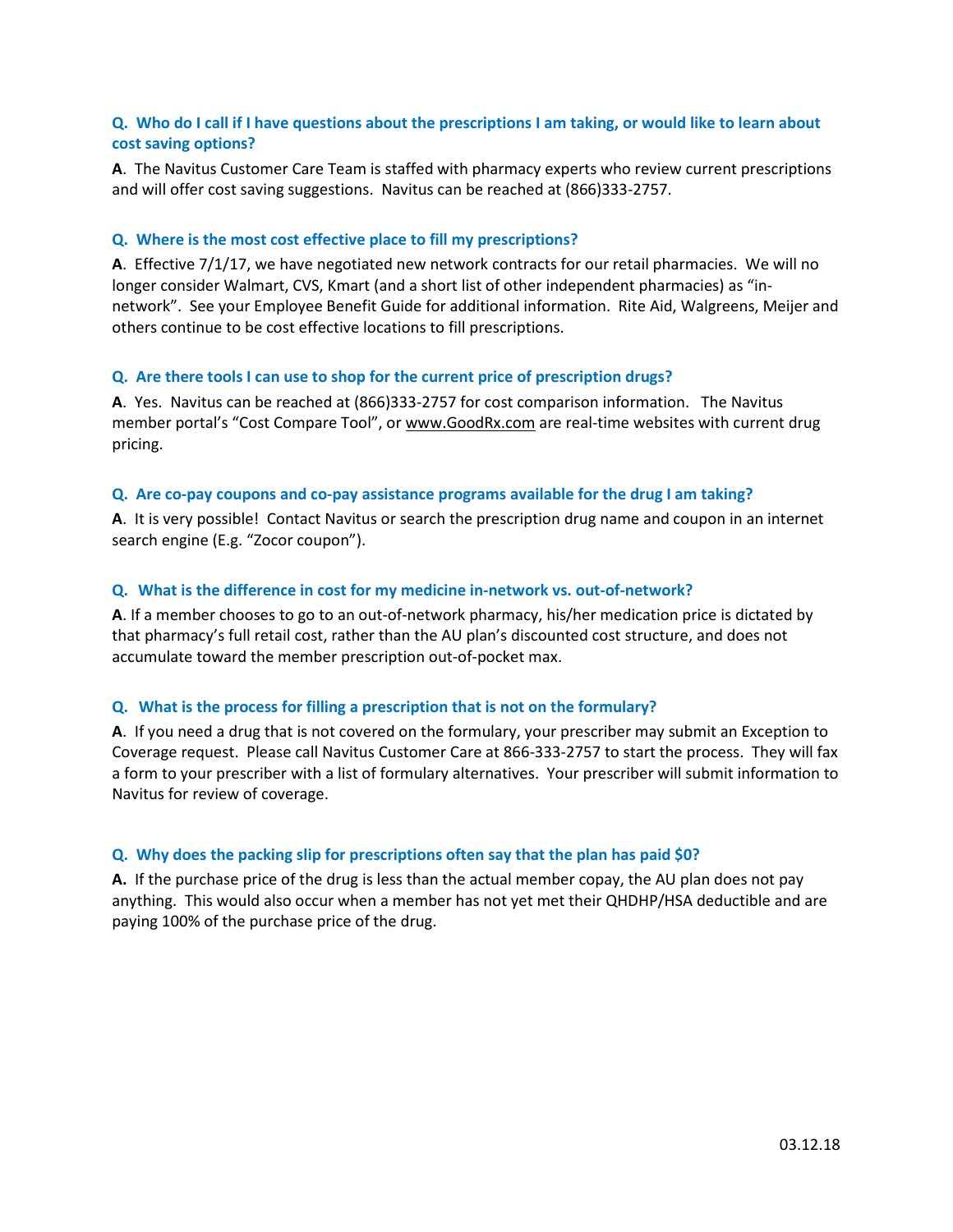**Q. Who do I call if I have questions about the prescriptions I am taking, or would like to learn about cost saving options?**

**A**. The Navitus Customer Care Team is staffed with pharmacy experts who review current prescriptions and will offer cost saving suggestions. Navitus can be reached at (866)333-2757.

**Q. Where is the most cost effective place to fill my prescriptions?**

**A**. Effective 7/1/17, we have negotiated new network contracts for our retail pharmacies. We will no longer consider Walmart, CVS, Kmart (and a short list of other independent pharmacies) as "in-network". See your Employee Benefit Guide for additional information. Rite Aid, Walgreens, Meijer and others continue to be cost effective locations to fill prescriptions.

**Q. Are there tools I can use to shop for the current price of prescription drugs?**

**A**. Yes. Navitus can be reached at (866)333-2757 for cost comparison information. The Navitus member portal's "Cost Compare Tool", or www.GoodRx.com are real-time websites with current drug pricing.

**Q. Are co-pay coupons and co-pay assistance programs available for the drug I am taking?**

**A**. It is very possible! Contact Navitus or search the prescription drug name and coupon in an internet search engine (E.g. "Zocor coupon").

**Q. What is the difference in cost for my medicine in-network vs. out-of-network?**

**A**. If a member chooses to go to an out-of-network pharmacy, his/her medication price is dictated by that pharmacy's full retail cost, rather than the AU plan's discounted cost structure, and does not accumulate toward the member prescription out-of-pocket max.

**Q. What is the process for filling a prescription that is not on the formulary?**

**A**. If you need a drug that is not covered on the formulary, your prescriber may submit an Exception to Coverage request. Please call Navitus Customer Care at 866-333-2757 to start the process. They will fax a form to your prescriber with a list of formulary alternatives. Your prescriber will submit information to Navitus for review of coverage.

**Q. Why does the packing slip for prescriptions often say that the plan has paid $0?**

**A.** If the purchase price of the drug is less than the actual member copay, the AU plan does not pay anything. This would also occur when a member has not yet met their QHDHP/HSA deductible and are paying 100% of the purchase price of the drug.

03.12.18